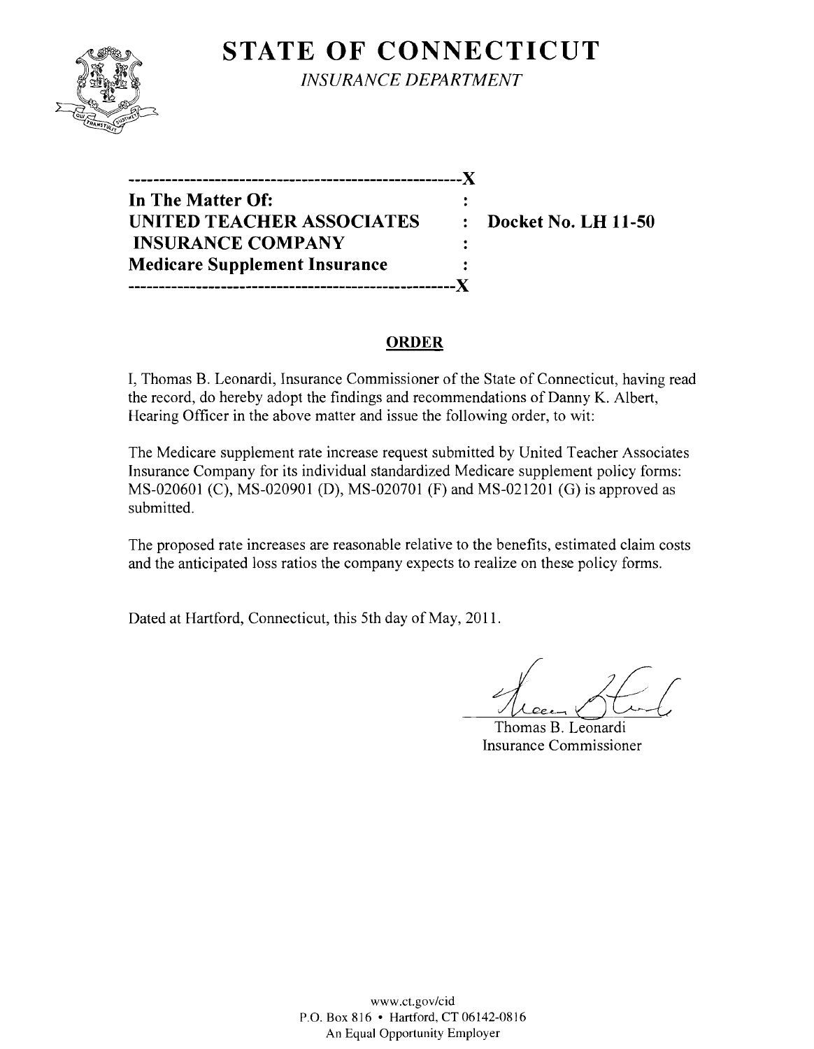# STATE OF CONNECTICUT

*INSURANCE DEPARTMENT*

-----------------------------------------------------X

**In The Matter Of:** :
**UNITED TEACHER ASSOCIATES** : **Docket No. LH 11-50**
**INSURANCE COMPANY** :
**Medicare Supplement Insurance** :

-----------------------------------------------------X

## ORDER

I, Thomas B. Leonardi, Insurance Commissioner of the State of Connecticut, having read the record, do hereby adopt the findings and recommendations of Danny K. Albert, Hearing Officer in the above matter and issue the following order, to wit:

The Medicare supplement rate increase request submitted by United Teacher Associates Insurance Company for its individual standardized Medicare supplement policy forms: MS-020601 (C), MS-020901 (D), MS-020701 (F) and MS-021201 (G) is approved as submitted.

The proposed rate increases are reasonable relative to the benefits, estimated claim costs and the anticipated loss ratios the company expects to realize on these policy forms.

Dated at Hartford, Connecticut, this 5th day of May, 2011.

Thomas B. Leonardi
Insurance Commissioner

www.ct.gov/cid
P.O. Box 816 • Hartford, CT 06142-0816
An Equal Opportunity Employer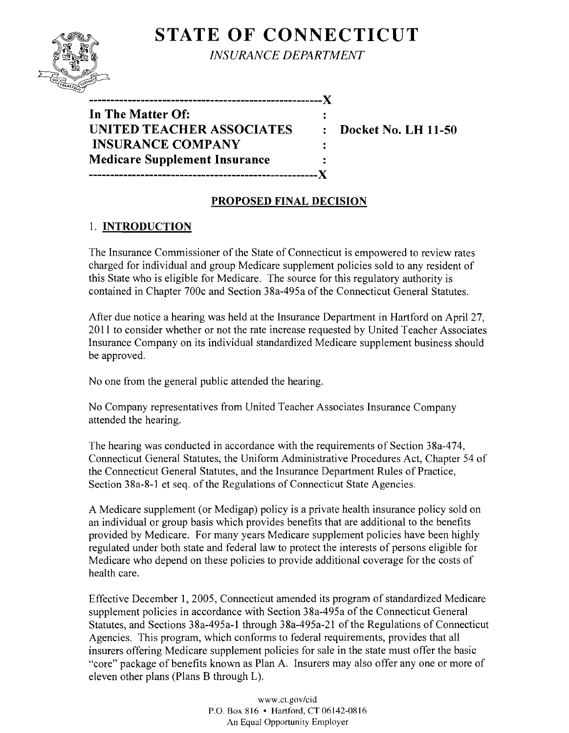# STATE OF CONNECTICUT

*INSURANCE DEPARTMENT*

---

**In The Matter Of:**
**UNITED TEACHER ASSOCIATES INSURANCE COMPANY**
**Medicare Supplement Insurance**

**Docket No. LH 11-50**

---

## PROPOSED FINAL DECISION

### 1. INTRODUCTION

The Insurance Commissioner of the State of Connecticut is empowered to review rates charged for individual and group Medicare supplement policies sold to any resident of this State who is eligible for Medicare. The source for this regulatory authority is contained in Chapter 700c and Section 38a-495a of the Connecticut General Statutes.

After due notice a hearing was held at the Insurance Department in Hartford on April 27, 2011 to consider whether or not the rate increase requested by United Teacher Associates Insurance Company on its individual standardized Medicare supplement business should be approved.

No one from the general public attended the hearing.

No Company representatives from United Teacher Associates Insurance Company attended the hearing.

The hearing was conducted in accordance with the requirements of Section 38a-474, Connecticut General Statutes, the Uniform Administrative Procedures Act, Chapter 54 of the Connecticut General Statutes, and the Insurance Department Rules of Practice, Section 38a-8-1 et seq. of the Regulations of Connecticut State Agencies.

A Medicare supplement (or Medigap) policy is a private health insurance policy sold on an individual or group basis which provides benefits that are additional to the benefits provided by Medicare. For many years Medicare supplement policies have been highly regulated under both state and federal law to protect the interests of persons eligible for Medicare who depend on these policies to provide additional coverage for the costs of health care.

Effective December 1, 2005, Connecticut amended its program of standardized Medicare supplement policies in accordance with Section 38a-495a of the Connecticut General Statutes, and Sections 38a-495a-1 through 38a-495a-21 of the Regulations of Connecticut Agencies. This program, which conforms to federal requirements, provides that all insurers offering Medicare supplement policies for sale in the state must offer the basic "core" package of benefits known as Plan A. Insurers may also offer any one or more of eleven other plans (Plans B through L).

www.ct.gov/cid
P.O. Box 816 • Hartford, CT 06142-0816
An Equal Opportunity Employer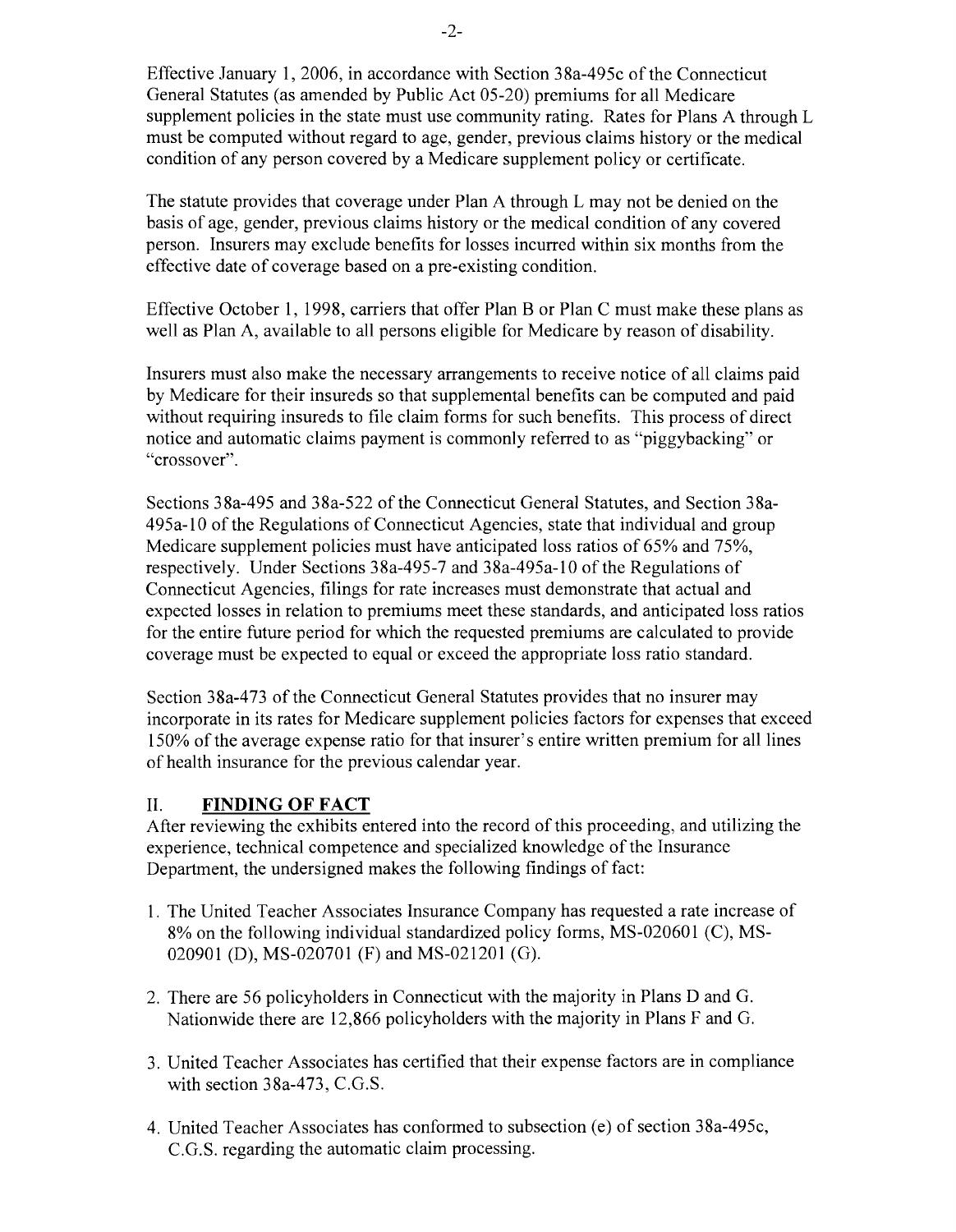Effective January 1, 2006, in accordance with Section 38a-495c of the Connecticut General Statutes (as amended by Public Act 05-20) premiums for all Medicare supplement policies in the state must use community rating. Rates for Plans A through L must be computed without regard to age, gender, previous claims history or the medical condition of any person covered by a Medicare supplement policy or certificate.

The statute provides that coverage under Plan A through L may not be denied on the basis of age, gender, previous claims history or the medical condition of any covered person. Insurers may exclude benefits for losses incurred within six months from the effective date of coverage based on a pre-existing condition.

Effective October 1, 1998, carriers that offer Plan B or Plan C must make these plans as well as Plan A, available to all persons eligible for Medicare by reason of disability.

Insurers must also make the necessary arrangements to receive notice of all claims paid by Medicare for their insureds so that supplemental benefits can be computed and paid without requiring insureds to file claim forms for such benefits. This process of direct notice and automatic claims payment is commonly referred to as "piggybacking" or "crossover".

Sections 38a-495 and 38a-522 of the Connecticut General Statutes, and Section 38a-495a-10 of the Regulations of Connecticut Agencies, state that individual and group Medicare supplement policies must have anticipated loss ratios of 65% and 75%, respectively. Under Sections 38a-495-7 and 38a-495a-10 of the Regulations of Connecticut Agencies, filings for rate increases must demonstrate that actual and expected losses in relation to premiums meet these standards, and anticipated loss ratios for the entire future period for which the requested premiums are calculated to provide coverage must be expected to equal or exceed the appropriate loss ratio standard.

Section 38a-473 of the Connecticut General Statutes provides that no insurer may incorporate in its rates for Medicare supplement policies factors for expenses that exceed 150% of the average expense ratio for that insurer's entire written premium for all lines of health insurance for the previous calendar year.

## II. FINDING OF FACT

After reviewing the exhibits entered into the record of this proceeding, and utilizing the experience, technical competence and specialized knowledge of the Insurance Department, the undersigned makes the following findings of fact:

1. The United Teacher Associates Insurance Company has requested a rate increase of 8% on the following individual standardized policy forms, MS-020601 (C), MS-020901 (D), MS-020701 (F) and MS-021201 (G).
2. There are 56 policyholders in Connecticut with the majority in Plans D and G. Nationwide there are 12,866 policyholders with the majority in Plans F and G.
3. United Teacher Associates has certified that their expense factors are in compliance with section 38a-473, C.G.S.
4. United Teacher Associates has conformed to subsection (e) of section 38a-495c, C.G.S. regarding the automatic claim processing.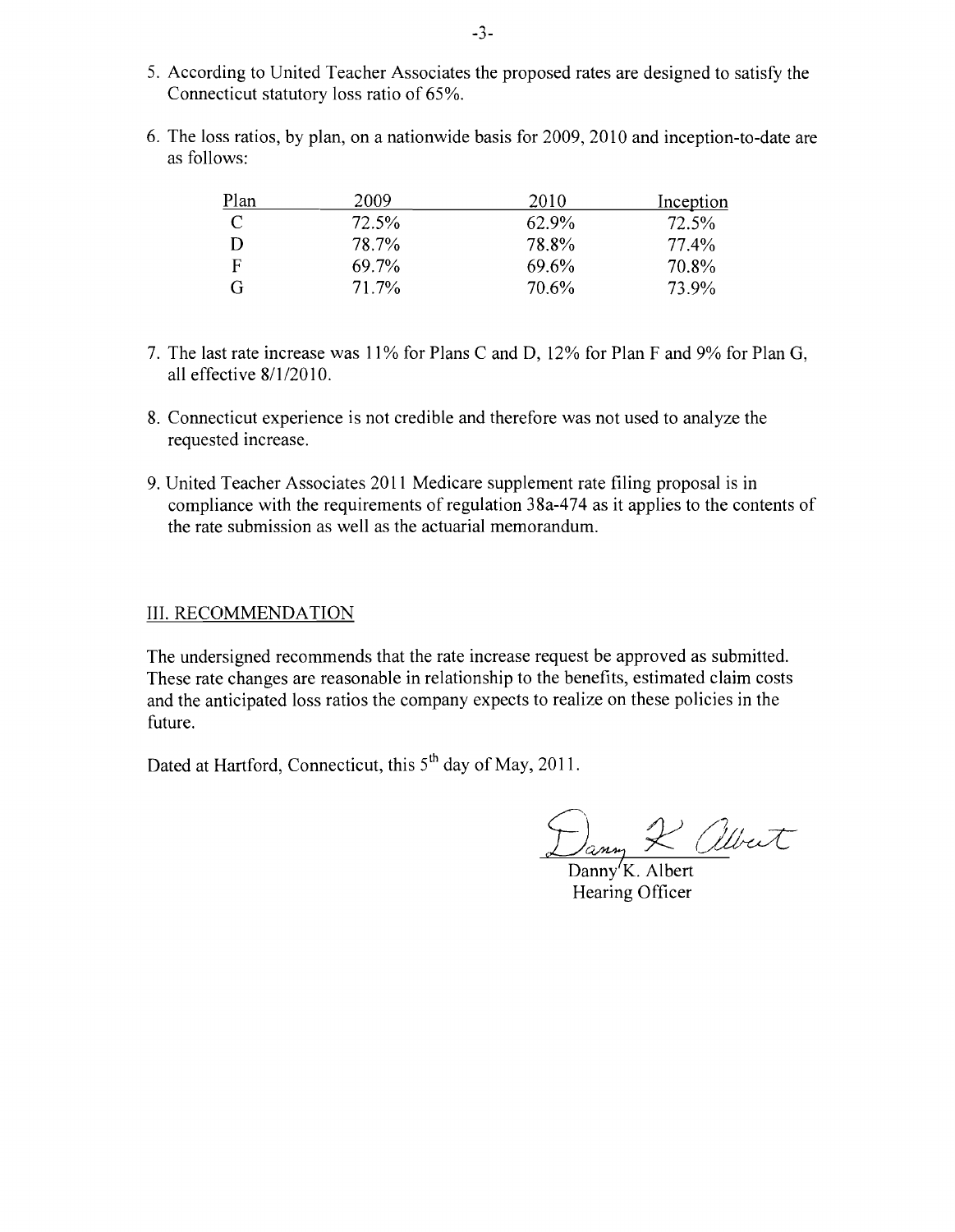5. According to United Teacher Associates the proposed rates are designed to satisfy the Connecticut statutory loss ratio of 65%.

6. The loss ratios, by plan, on a nationwide basis for 2009, 2010 and inception-to-date are as follows:

| Plan | 2009 | 2010 | Inception |
|---|---|---|---|
| C | 72.5% | 62.9% | 72.5% |
| D | 78.7% | 78.8% | 77.4% |
| F | 69.7% | 69.6% | 70.8% |
| G | 71.7% | 70.6% | 73.9% |

7. The last rate increase was 11% for Plans C and D, 12% for Plan F and 9% for Plan G, all effective 8/1/2010.

8. Connecticut experience is not credible and therefore was not used to analyze the requested increase.

9. United Teacher Associates 2011 Medicare supplement rate filing proposal is in compliance with the requirements of regulation 38a-474 as it applies to the contents of the rate submission as well as the actuarial memorandum.

## III. RECOMMENDATION

The undersigned recommends that the rate increase request be approved as submitted. These rate changes are reasonable in relationship to the benefits, estimated claim costs and the anticipated loss ratios the company expects to realize on these policies in the future.

Dated at Hartford, Connecticut, this 5th day of May, 2011.

Danny K. Albert
Hearing Officer